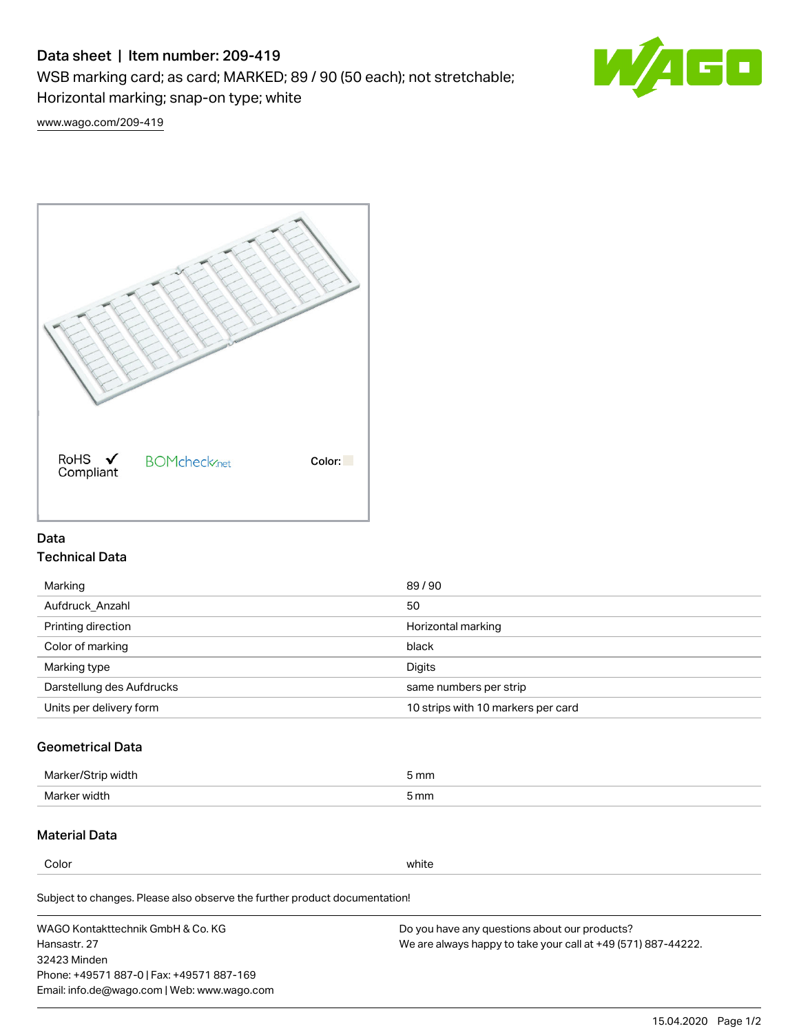# Data sheet | Item number: 209-419

WSB marking card; as card; MARKED; 89 / 90 (50 each); not stretchable; Horizontal marking; snap-on type; white

www.wago.com/209-419

RoHS Compliant ✔ BOMcheck.net Color:

## Data

### Technical Data

| | |
|---|---|
| Marking | 89 / 90 |
| Aufdruck_Anzahl | 50 |
| Printing direction | Horizontal marking |
| Color of marking | black |
| Marking type | Digits |
| Darstellung des Aufdrucks | same numbers per strip |
| Units per delivery form | 10 strips with 10 markers per card |

### Geometrical Data

| | |
|---|---|
| Marker/Strip width | 5 mm |
| Marker width | 5 mm |

### Material Data

| | |
|---|---|
| Color | white |

Subject to changes. Please also observe the further product documentation!

WAGO Kontakttechnik GmbH & Co. KG
Hansastr. 27
32423 Minden
Phone: +49571 887-0 | Fax: +49571 887-169
Email: info.de@wago.com | Web: www.wago.com

Do you have any questions about our products?
We are always happy to take your call at +49 (571) 887-44222.

15.04.2020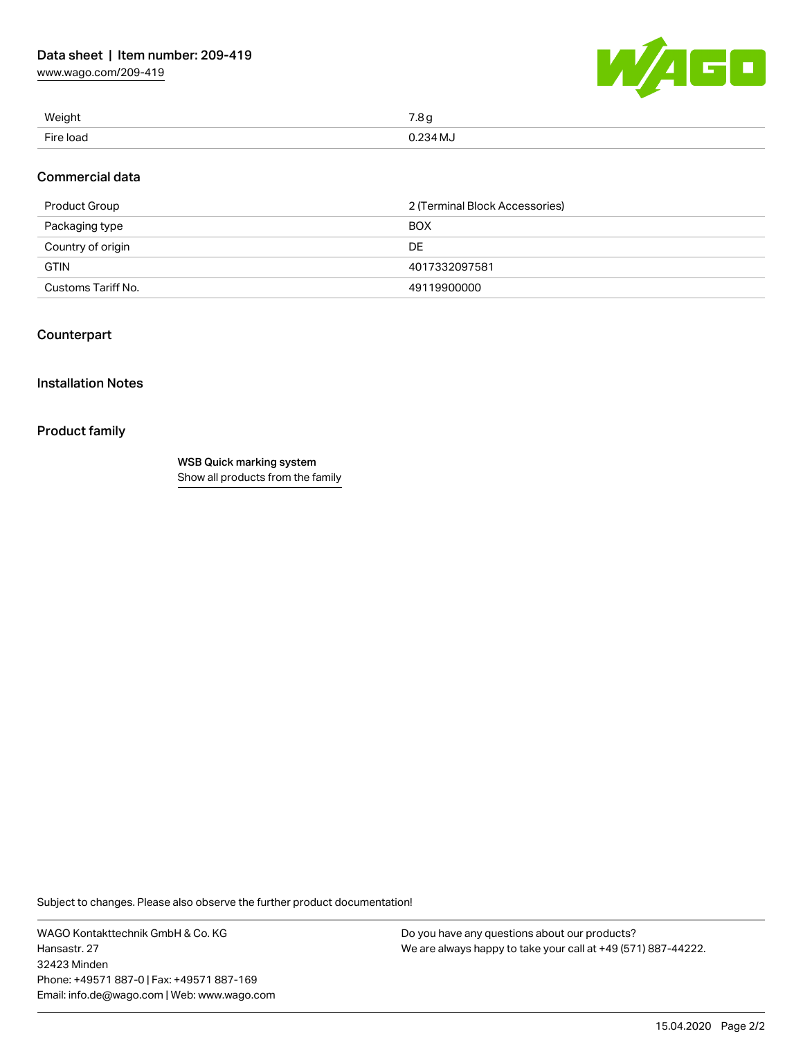| | |
|---|---|
| Weight | 7.8 g |
| Fire load | 0.234 MJ |

## Commercial data

| | |
|---|---|
| Product Group | 2 (Terminal Block Accessories) |
| Packaging type | BOX |
| Country of origin | DE |
| GTIN | 4017332097581 |
| Customs Tariff No. | 49119900000 |

## Counterpart

## Installation Notes

## Product family

**WSB Quick marking system**
Show all products from the family

Subject to changes. Please also observe the further product documentation!

WAGO Kontakttechnik GmbH & Co. KG
Hansastr. 27
32423 Minden
Phone: +49571 887-0 | Fax: +49571 887-169
Email: info.de@wago.com | Web: www.wago.com

Do you have any questions about our products?
We are always happy to take your call at +49 (571) 887-44222.

15.04.2020